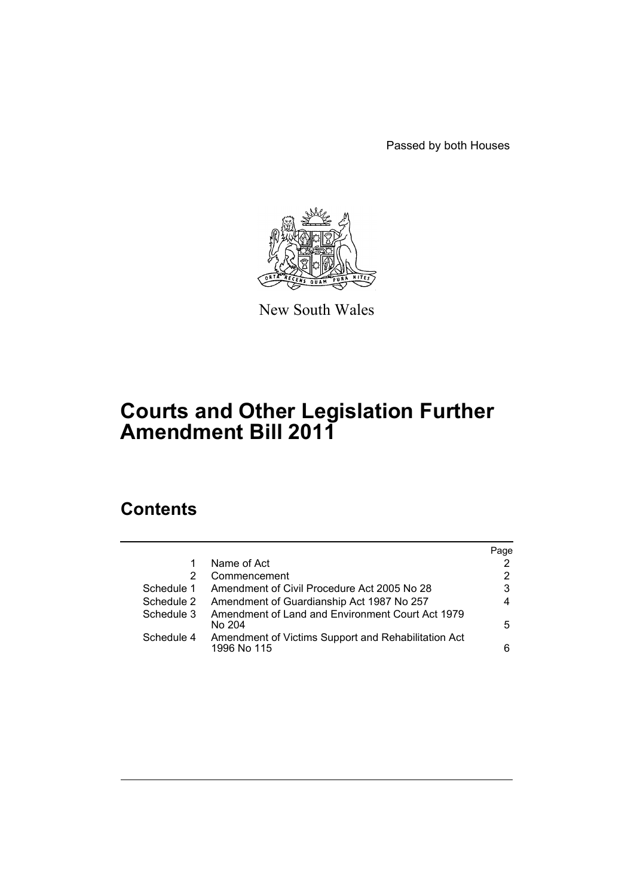Passed by both Houses

New South Wales

# Courts and Other Legislation Further Amendment Bill 2011

## Contents

| | | Page |
|---|---|---|
| 1 | Name of Act | 2 |
| 2 | Commencement | 2 |
| Schedule 1 | Amendment of Civil Procedure Act 2005 No 28 | 3 |
| Schedule 2 | Amendment of Guardianship Act 1987 No 257 | 4 |
| Schedule 3 | Amendment of Land and Environment Court Act 1979 No 204 | 5 |
| Schedule 4 | Amendment of Victims Support and Rehabilitation Act 1996 No 115 | 6 |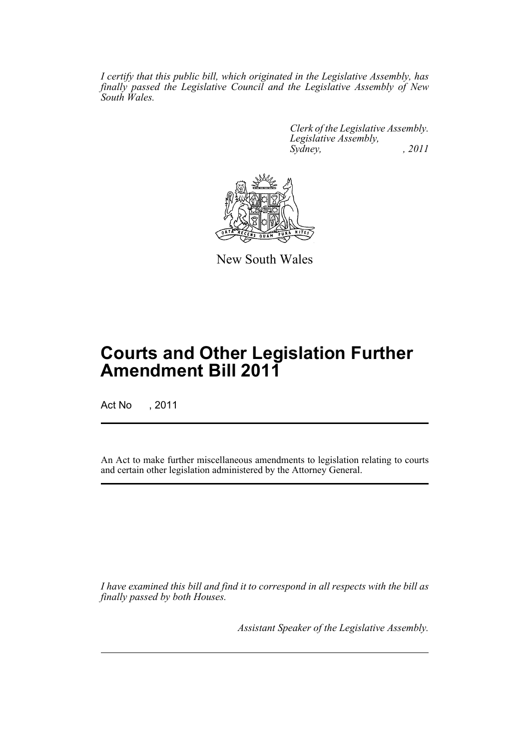*I certify that this public bill, which originated in the Legislative Assembly, has finally passed the Legislative Council and the Legislative Assembly of New South Wales.*

*Clerk of the Legislative Assembly.*
*Legislative Assembly,*
*Sydney, , 2011*

New South Wales

# Courts and Other Legislation Further Amendment Bill 2011

Act No , 2011

An Act to make further miscellaneous amendments to legislation relating to courts and certain other legislation administered by the Attorney General.

*I have examined this bill and find it to correspond in all respects with the bill as finally passed by both Houses.*

*Assistant Speaker of the Legislative Assembly.*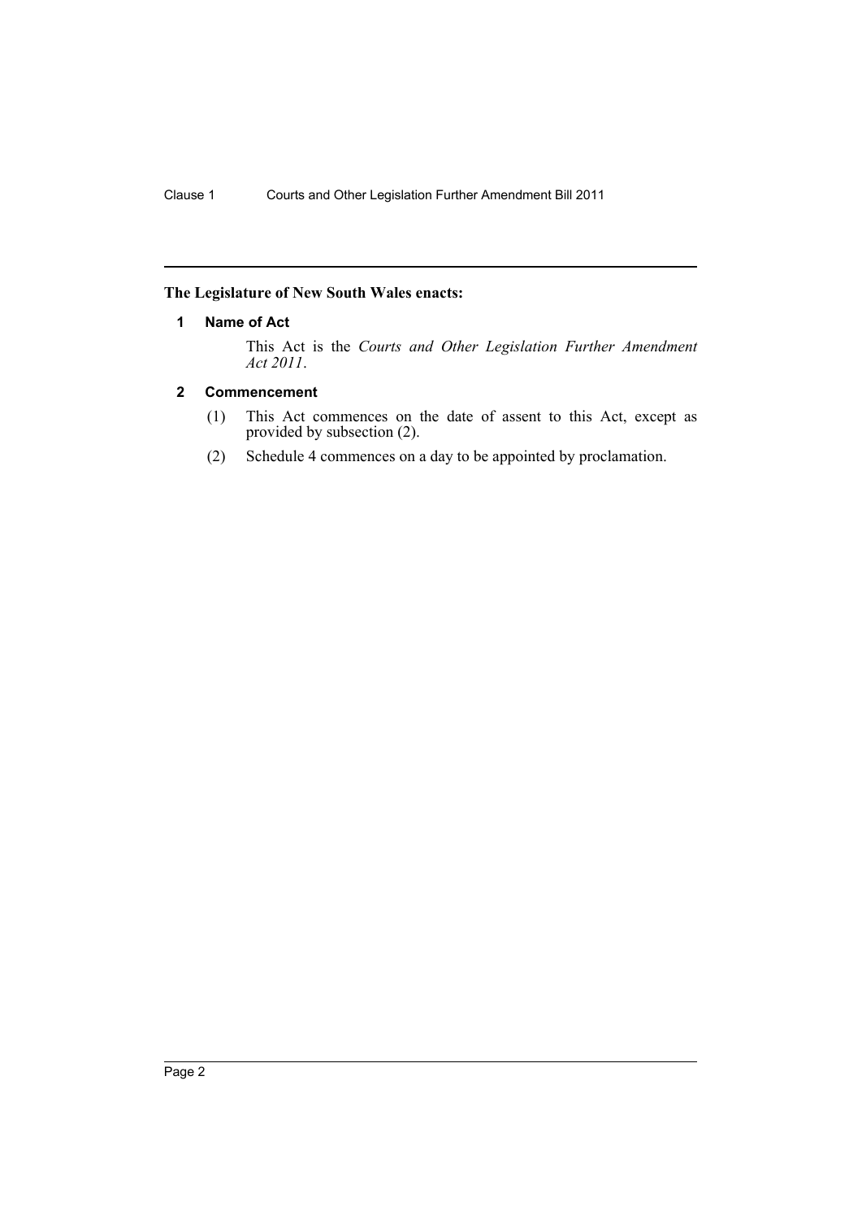**The Legislature of New South Wales enacts:**

## 1 Name of Act

This Act is the *Courts and Other Legislation Further Amendment Act 2011*.

## 2 Commencement

(1) This Act commences on the date of assent to this Act, except as provided by subsection (2).

(2) Schedule 4 commences on a day to be appointed by proclamation.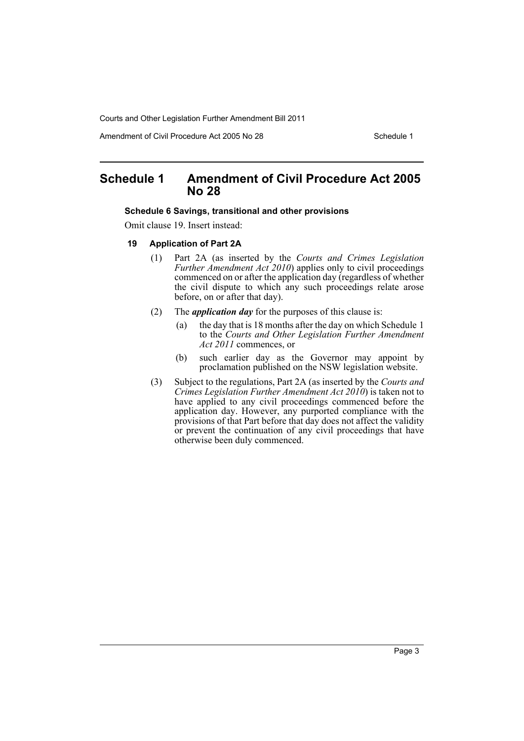# Schedule 1 Amendment of Civil Procedure Act 2005 No 28

**Schedule 6 Savings, transitional and other provisions**

Omit clause 19. Insert instead:

**19 Application of Part 2A**

(1) Part 2A (as inserted by the *Courts and Crimes Legislation Further Amendment Act 2010*) applies only to civil proceedings commenced on or after the application day (regardless of whether the civil dispute to which any such proceedings relate arose before, on or after that day).

(2) The ***application day*** for the purposes of this clause is:

(a) the day that is 18 months after the day on which Schedule 1 to the *Courts and Other Legislation Further Amendment Act 2011* commences, or

(b) such earlier day as the Governor may appoint by proclamation published on the NSW legislation website.

(3) Subject to the regulations, Part 2A (as inserted by the *Courts and Crimes Legislation Further Amendment Act 2010*) is taken not to have applied to any civil proceedings commenced before the application day. However, any purported compliance with the provisions of that Part before that day does not affect the validity or prevent the continuation of any civil proceedings that have otherwise been duly commenced.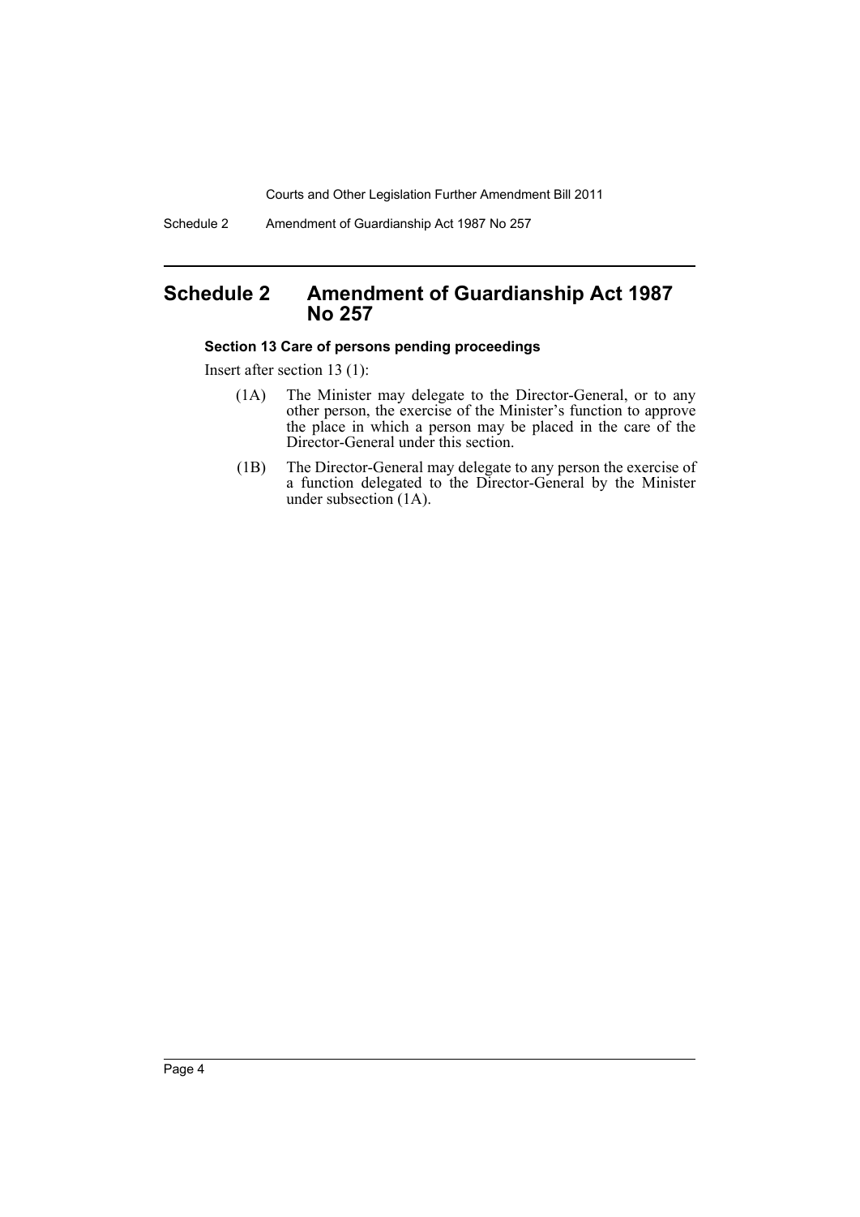## Schedule 2 Amendment of Guardianship Act 1987 No 257

### Section 13 Care of persons pending proceedings

Insert after section 13 (1):

(1A) The Minister may delegate to the Director-General, or to any other person, the exercise of the Minister's function to approve the place in which a person may be placed in the care of the Director-General under this section.

(1B) The Director-General may delegate to any person the exercise of a function delegated to the Director-General by the Minister under subsection (1A).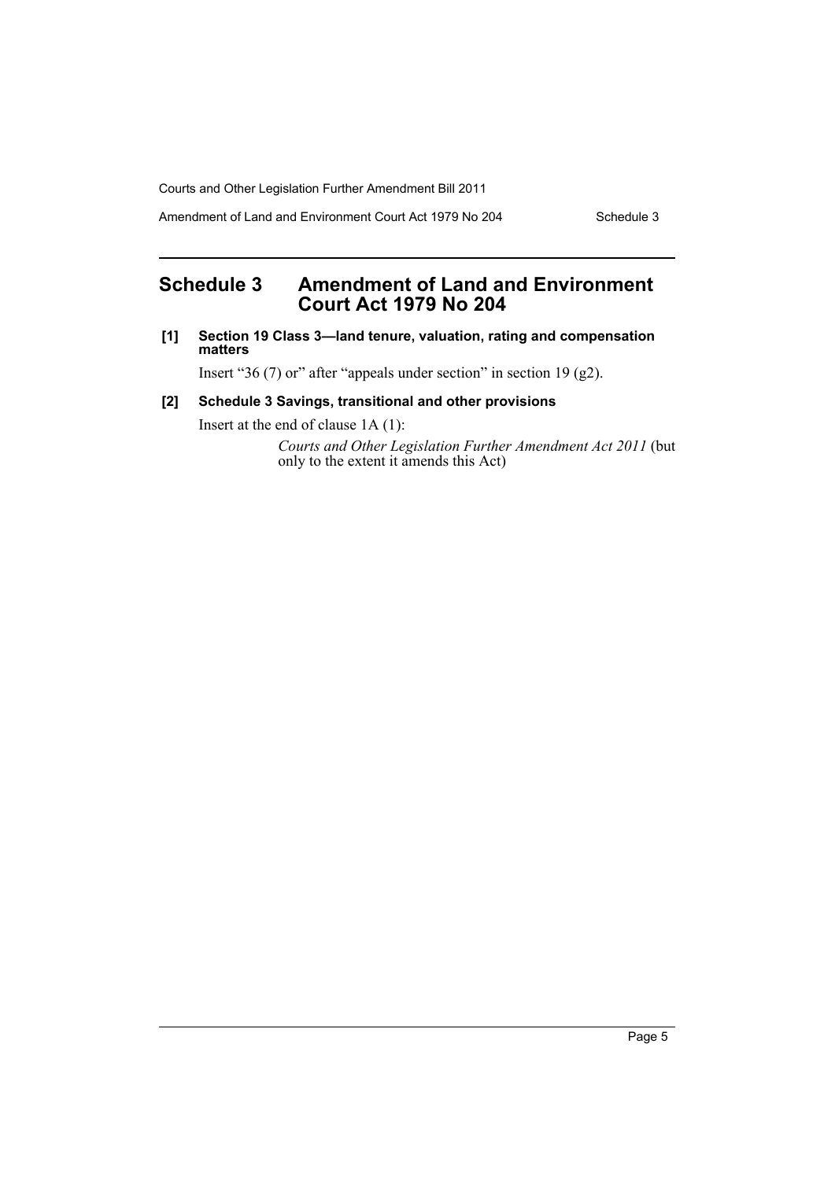## Schedule 3 Amendment of Land and Environment Court Act 1979 No 204

**[1] Section 19 Class 3—land tenure, valuation, rating and compensation matters**

Insert "36 (7) or" after "appeals under section" in section 19 (g2).

**[2] Schedule 3 Savings, transitional and other provisions**

Insert at the end of clause 1A (1):

> *Courts and Other Legislation Further Amendment Act 2011* (but only to the extent it amends this Act)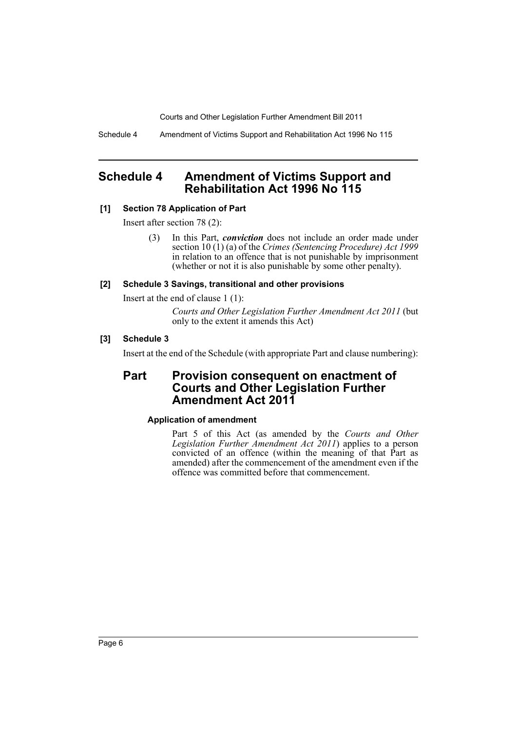## Schedule 4 Amendment of Victims Support and Rehabilitation Act 1996 No 115

### [1] Section 78 Application of Part

Insert after section 78 (2):

(3) In this Part, ***conviction*** does not include an order made under section 10 (1) (a) of the *Crimes (Sentencing Procedure) Act 1999* in relation to an offence that is not punishable by imprisonment (whether or not it is also punishable by some other penalty).

### [2] Schedule 3 Savings, transitional and other provisions

Insert at the end of clause 1 (1):

*Courts and Other Legislation Further Amendment Act 2011* (but only to the extent it amends this Act)

### [3] Schedule 3

Insert at the end of the Schedule (with appropriate Part and clause numbering):

## Part Provision consequent on enactment of Courts and Other Legislation Further Amendment Act 2011

#### Application of amendment

Part 5 of this Act (as amended by the *Courts and Other Legislation Further Amendment Act 2011*) applies to a person convicted of an offence (within the meaning of that Part as amended) after the commencement of the amendment even if the offence was committed before that commencement.